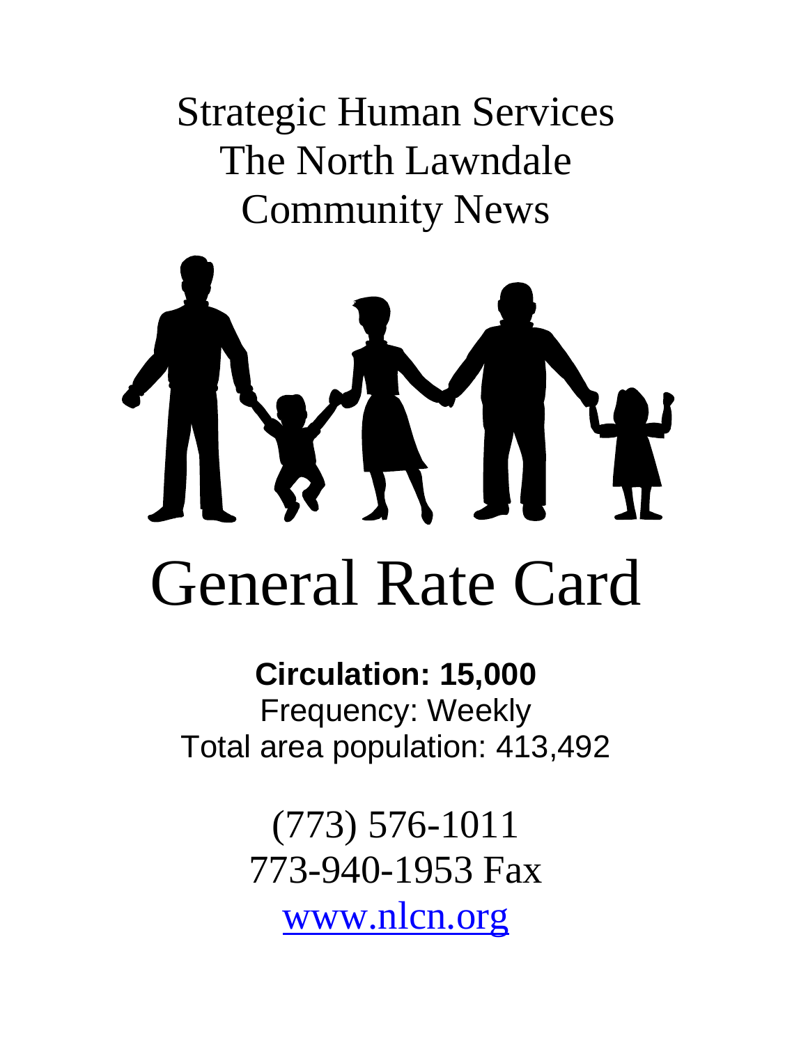# Strategic Human Services
# The North Lawndale Community News

# General Rate Card

**Circulation: 15,000**

Frequency: Weekly

Total area population: 413,492

(773) 576-1011

773-940-1953 Fax

www.nlcn.org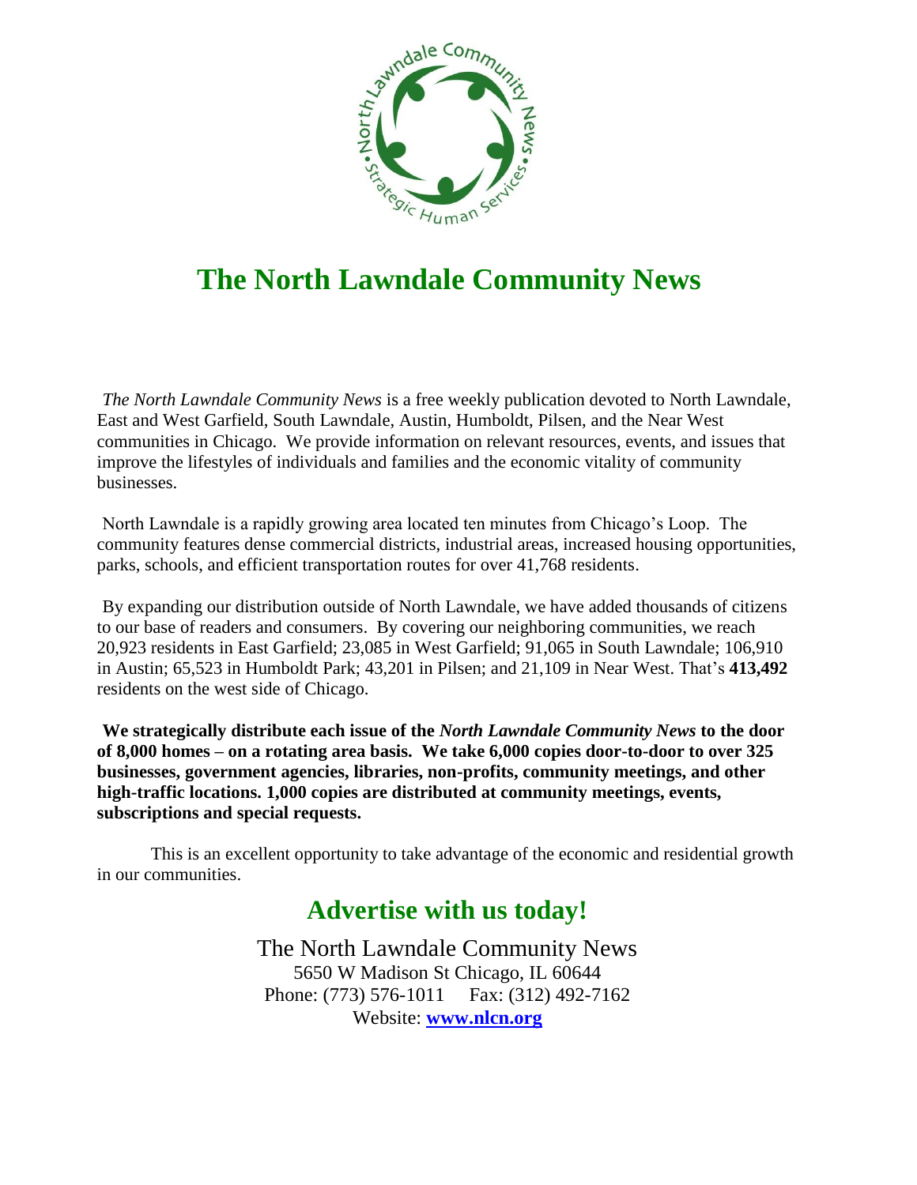# The North Lawndale Community News

*The North Lawndale Community News* is a free weekly publication devoted to North Lawndale, East and West Garfield, South Lawndale, Austin, Humboldt, Pilsen, and the Near West communities in Chicago. We provide information on relevant resources, events, and issues that improve the lifestyles of individuals and families and the economic vitality of community businesses.

North Lawndale is a rapidly growing area located ten minutes from Chicago's Loop. The community features dense commercial districts, industrial areas, increased housing opportunities, parks, schools, and efficient transportation routes for over 41,768 residents.

By expanding our distribution outside of North Lawndale, we have added thousands of citizens to our base of readers and consumers. By covering our neighboring communities, we reach 20,923 residents in East Garfield; 23,085 in West Garfield; 91,065 in South Lawndale; 106,910 in Austin; 65,523 in Humboldt Park; 43,201 in Pilsen; and 21,109 in Near West. That's **413,492** residents on the west side of Chicago.

**We strategically distribute each issue of the *North Lawndale Community News* to the door of 8,000 homes – on a rotating area basis. We take 6,000 copies door-to-door to over 325 businesses, government agencies, libraries, non-profits, community meetings, and other high-traffic locations. 1,000 copies are distributed at community meetings, events, subscriptions and special requests.**

This is an excellent opportunity to take advantage of the economic and residential growth in our communities.

## Advertise with us today!

The North Lawndale Community News
5650 W Madison St Chicago, IL 60644
Phone: (773) 576-1011 Fax: (312) 492-7162
Website: [www.nlcn.org](http://www.nlcn.org)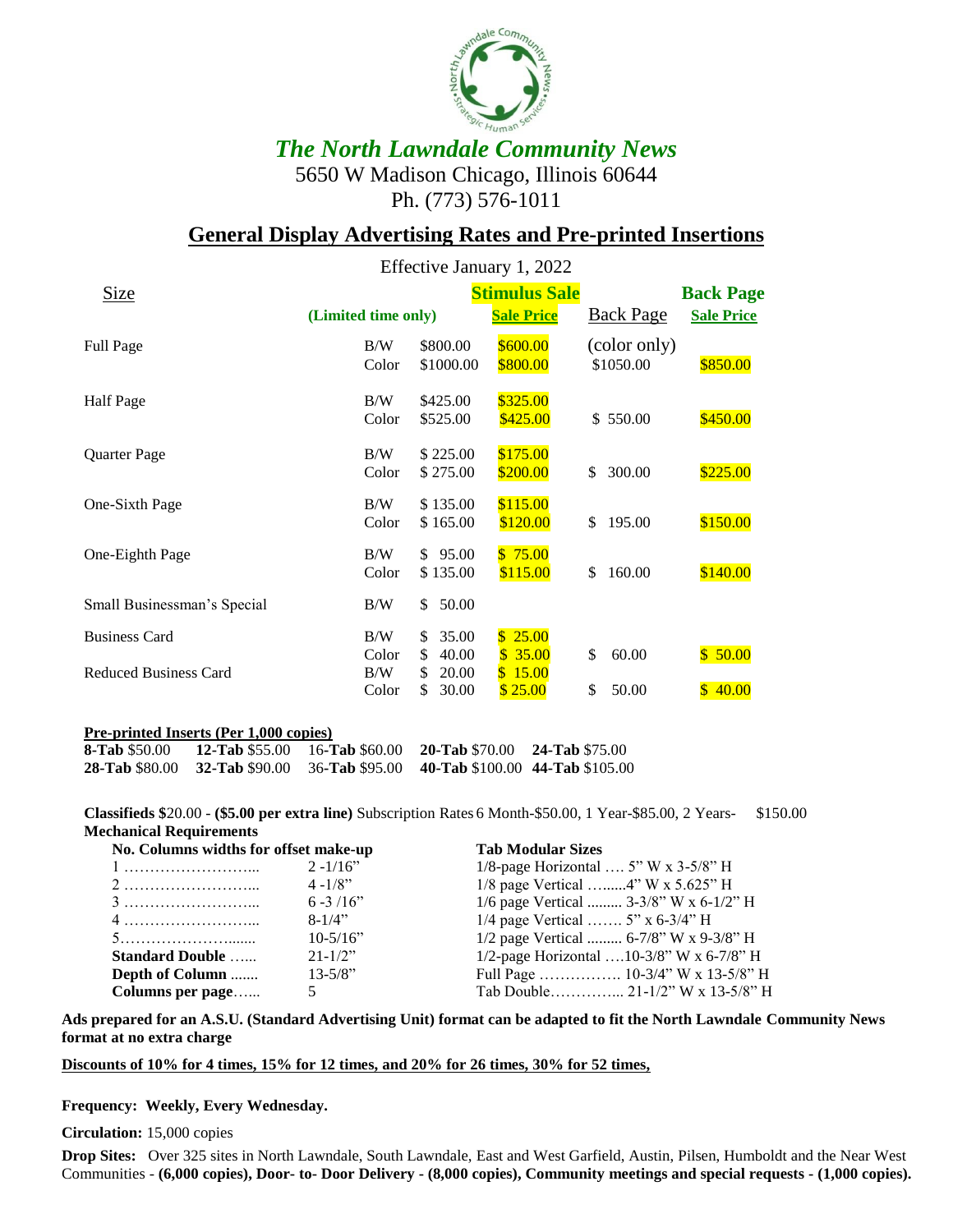# *The North Lawndale Community News*

5650 W Madison Chicago, Illinois 60644

Ph. (773) 576-1011

## General Display Advertising Rates and Pre-printed Insertions

Effective January 1, 2022

| Size | (Limited time only) | | Stimulus Sale<br>Sale Price | Back Page | Back Page<br>Sale Price |
|---|---|---|---|---|---|
| Full Page | B/W | $800.00 | $600.00 | (color only) | |
| | Color | $1000.00 | $800.00 | $1050.00 | $850.00 |
| Half Page | B/W | $425.00 | $325.00 | | |
| | Color | $525.00 | $425.00 | $ 550.00 | $450.00 |
| Quarter Page | B/W | $ 225.00 | $175.00 | | |
| | Color | $ 275.00 | $200.00 | $ 300.00 | $225.00 |
| One-Sixth Page | B/W | $ 135.00 | $115.00 | | |
| | Color | $ 165.00 | $120.00 | $ 195.00 | $150.00 |
| One-Eighth Page | B/W | $ 95.00 | $ 75.00 | | |
| | Color | $ 135.00 | $115.00 | $ 160.00 | $140.00 |
| Small Businessman's Special | B/W | $ 50.00 | | | |
| Business Card | B/W | $ 35.00 | $ 25.00 | | |
| | Color | $ 40.00 | $ 35.00 | $ 60.00 | $ 50.00 |
| Reduced Business Card | B/W | $ 20.00 | $ 15.00 | | |
| | Color | $ 30.00 | $ 25.00 | $ 50.00 | $ 40.00 |

**Pre-printed Inserts (Per 1,000 copies)**

**8-Tab** $50.00 **12-Tab** $55.00 16-**Tab** $60.00 **20-Tab** $70.00 **24-Tab** $75.00
**28-Tab** $80.00 **32-Tab** $90.00 36-**Tab** $95.00 **40-Tab** $100.00 **44-Tab** $105.00

**Classifieds** $20.00 - **($5.00 per extra line)** Subscription Rates 6 Month-$50.00, 1 Year-$85.00, 2 Years- $150.00

**Mechanical Requirements**

| No. Columns widths for offset make-up | | Tab Modular Sizes |
|---|---|---|
| 1 ……………………... | 2 -1/16" | 1/8-page Horizontal …. 5" W x 3-5/8" H |
| 2 ……………………... | 4 -1/8" | 1/8 page Vertical ….....4" W x 5.625" H |
| 3 ……………………... | 6 -3 /16" | 1/6 page Vertical ......... 3-3/8" W x 6-1/2" H |
| 4 ……………………... | 8-1/4" | 1/4 page Vertical ……. 5" x 6-3/4" H |
| 5………………….…... | 10-5/16" | 1/2 page Vertical ......... 6-7/8" W x 9-3/8" H |
| **Standard Double** …... | 21-1/2" | 1/2-page Horizontal ….10-3/8" W x 6-7/8" H |
| **Depth of Column** ....... | 13-5/8" | Full Page ……………. 10-3/4" W x 13-5/8" H |
| **Columns per page**…... | 5 | Tab Double…………... 21-1/2" W x 13-5/8" H |

**Ads prepared for an A.S.U. (Standard Advertising Unit) format can be adapted to fit the North Lawndale Community News format at no extra charge**

**Discounts of 10% for 4 times, 15% for 12 times, and 20% for 26 times, 30% for 52 times,**

**Frequency: Weekly, Every Wednesday.**

**Circulation:** 15,000 copies

**Drop Sites:** Over 325 sites in North Lawndale, South Lawndale, East and West Garfield, Austin, Pilsen, Humboldt and the Near West Communities - **(6,000 copies), Door- to- Door Delivery - (8,000 copies), Community meetings and special requests - (1,000 copies).**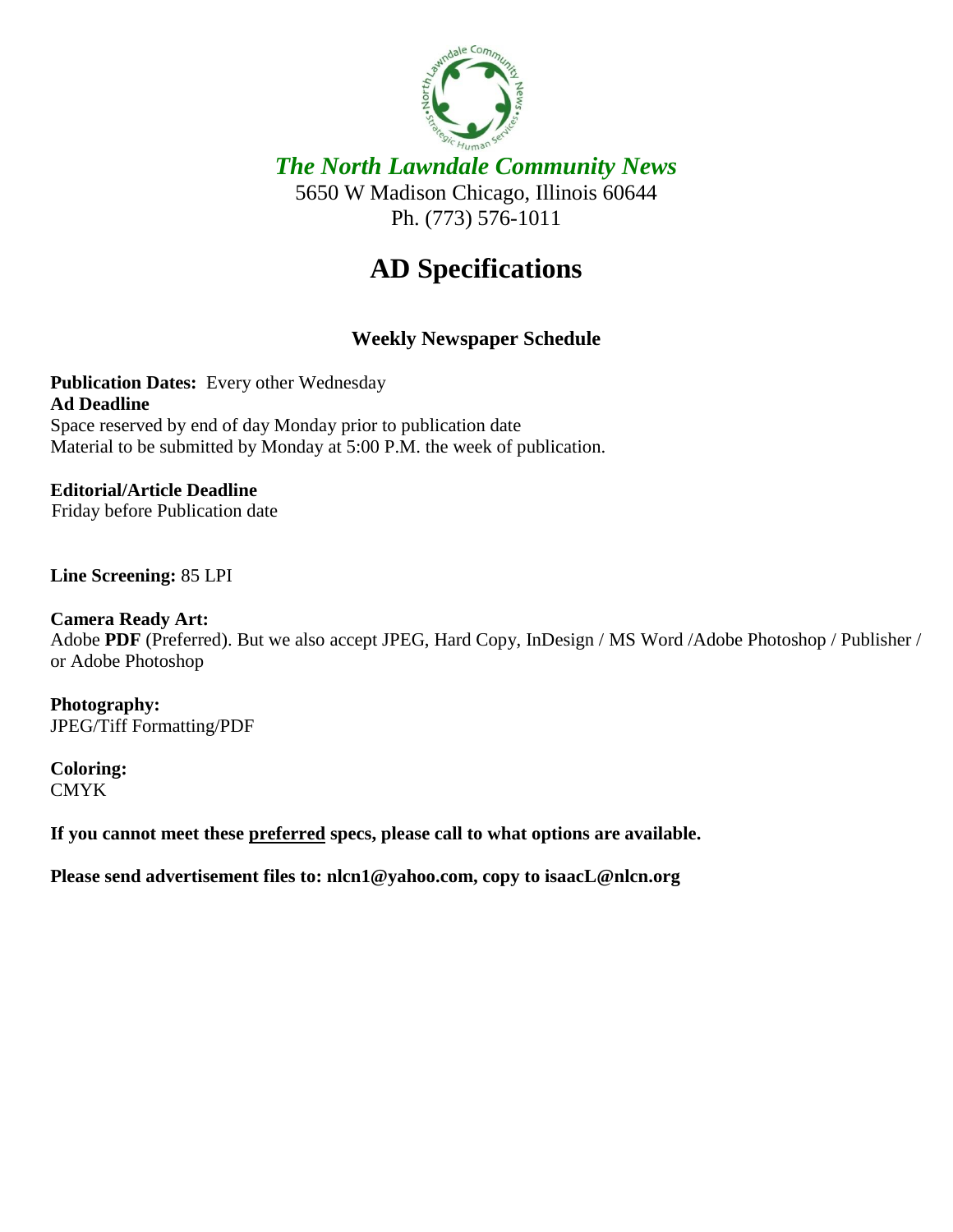*The North Lawndale Community News*

5650 W Madison Chicago, Illinois 60644
Ph. (773) 576-1011

# AD Specifications

## Weekly Newspaper Schedule

**Publication Dates:** Every other Wednesday
**Ad Deadline**
Space reserved by end of day Monday prior to publication date
Material to be submitted by Monday at 5:00 P.M. the week of publication.

**Editorial/Article Deadline**
Friday before Publication date

**Line Screening:** 85 LPI

**Camera Ready Art:**
Adobe **PDF** (Preferred). But we also accept JPEG, Hard Copy, InDesign / MS Word /Adobe Photoshop / Publisher / or Adobe Photoshop

**Photography:**
JPEG/Tiff Formatting/PDF

**Coloring:**
CMYK

**If you cannot meet these preferred specs, please call to what options are available.**

**Please send advertisement files to: nlcn1@yahoo.com, copy to isaacL@nlcn.org**